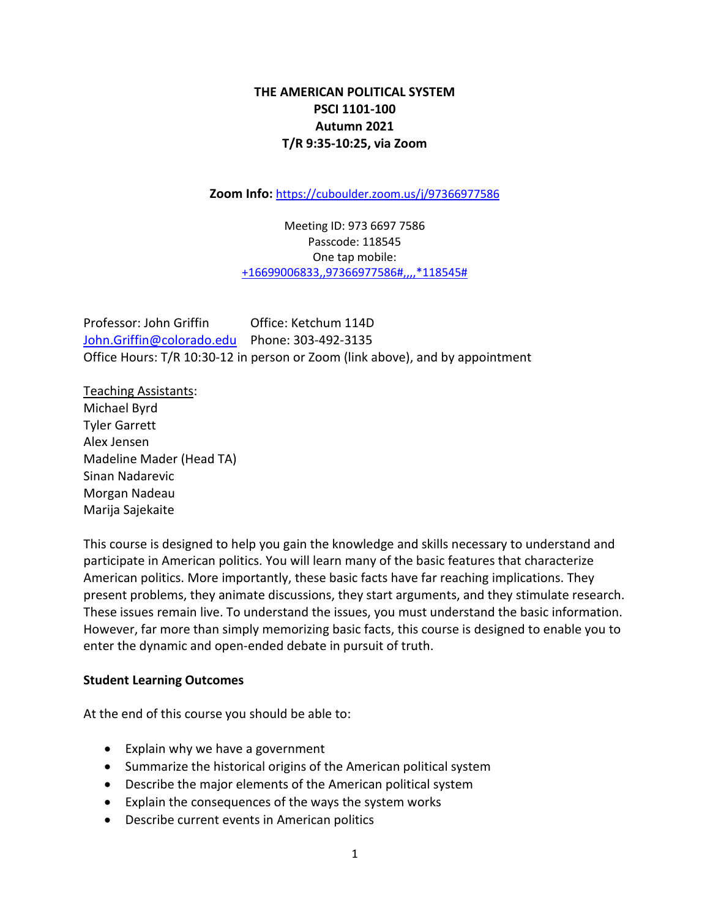# THE AMERICAN POLITICAL SYSTEM
# PSCI 1101-100
# Autumn 2021
# T/R 9:35-10:25, via Zoom

**Zoom Info:** https://cuboulder.zoom.us/j/97366977586

Meeting ID: 973 6697 7586
Passcode: 118545
One tap mobile:
+16699006833,,97366977586#,,,,*118545#

Professor: John Griffin Office: Ketchum 114D
John.Griffin@colorado.edu Phone: 303-492-3135
Office Hours: T/R 10:30-12 in person or Zoom (link above), and by appointment

Teaching Assistants:
Michael Byrd
Tyler Garrett
Alex Jensen
Madeline Mader (Head TA)
Sinan Nadarevic
Morgan Nadeau
Marija Sajekaite

This course is designed to help you gain the knowledge and skills necessary to understand and participate in American politics. You will learn many of the basic features that characterize American politics. More importantly, these basic facts have far reaching implications. They present problems, they animate discussions, they start arguments, and they stimulate research. These issues remain live. To understand the issues, you must understand the basic information. However, far more than simply memorizing basic facts, this course is designed to enable you to enter the dynamic and open-ended debate in pursuit of truth.

**Student Learning Outcomes**

At the end of this course you should be able to:

- Explain why we have a government
- Summarize the historical origins of the American political system
- Describe the major elements of the American political system
- Explain the consequences of the ways the system works
- Describe current events in American politics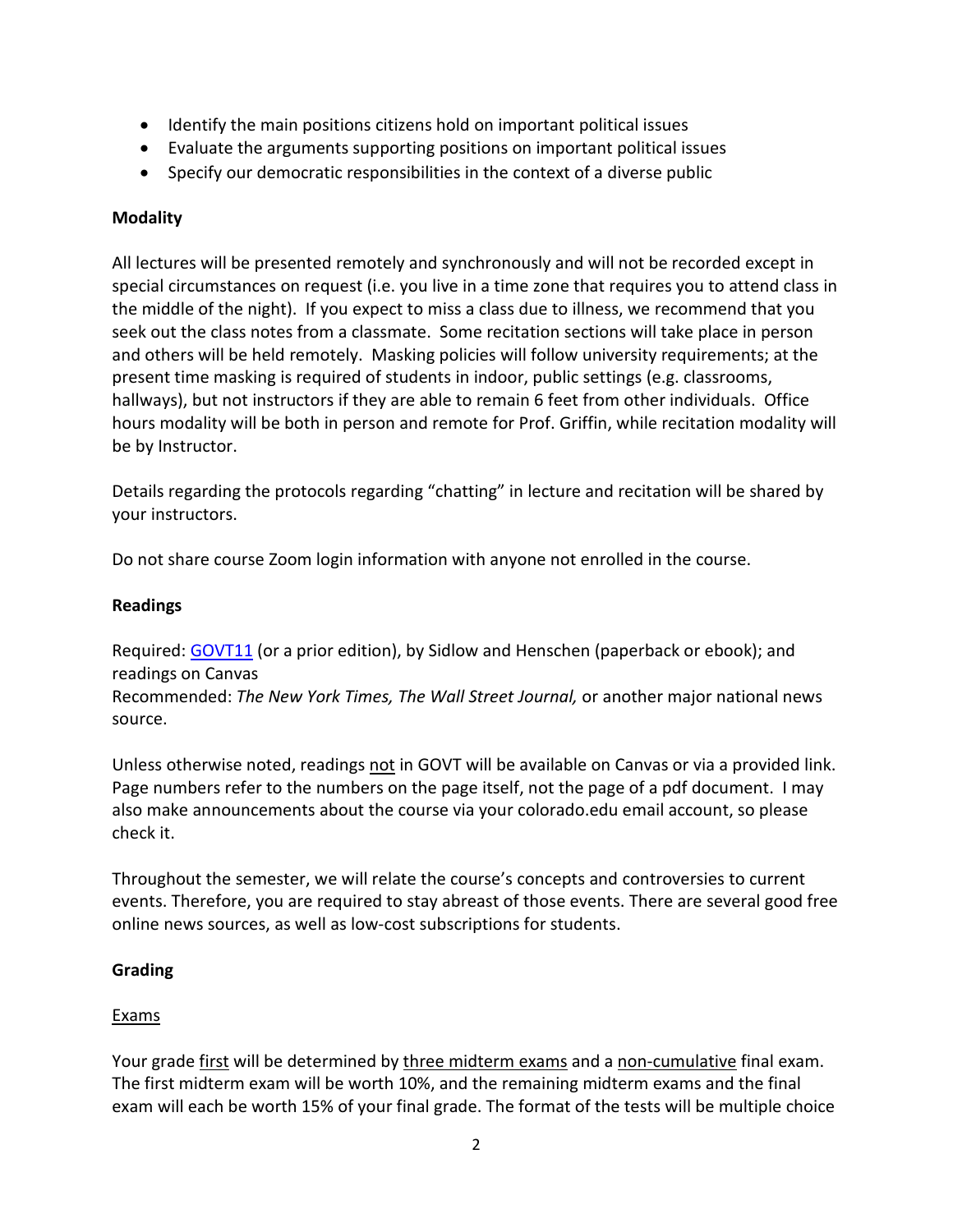- Identify the main positions citizens hold on important political issues
- Evaluate the arguments supporting positions on important political issues
- Specify our democratic responsibilities in the context of a diverse public

**Modality**

All lectures will be presented remotely and synchronously and will not be recorded except in special circumstances on request (i.e. you live in a time zone that requires you to attend class in the middle of the night). If you expect to miss a class due to illness, we recommend that you seek out the class notes from a classmate. Some recitation sections will take place in person and others will be held remotely. Masking policies will follow university requirements; at the present time masking is required of students in indoor, public settings (e.g. classrooms, hallways), but not instructors if they are able to remain 6 feet from other individuals. Office hours modality will be both in person and remote for Prof. Griffin, while recitation modality will be by Instructor.

Details regarding the protocols regarding "chatting" in lecture and recitation will be shared by your instructors.

Do not share course Zoom login information with anyone not enrolled in the course.

**Readings**

Required: GOVT11 (or a prior edition), by Sidlow and Henschen (paperback or ebook); and readings on Canvas
Recommended: *The New York Times, The Wall Street Journal,* or another major national news source.

Unless otherwise noted, readings <u>not</u> in GOVT will be available on Canvas or via a provided link. Page numbers refer to the numbers on the page itself, not the page of a pdf document. I may also make announcements about the course via your colorado.edu email account, so please check it.

Throughout the semester, we will relate the course's concepts and controversies to current events. Therefore, you are required to stay abreast of those events. There are several good free online news sources, as well as low-cost subscriptions for students.

**Grading**

<u>Exams</u>

Your grade <u>first</u> will be determined by <u>three midterm exams</u> and a <u>non-cumulative</u> final exam. The first midterm exam will be worth 10%, and the remaining midterm exams and the final exam will each be worth 15% of your final grade. The format of the tests will be multiple choice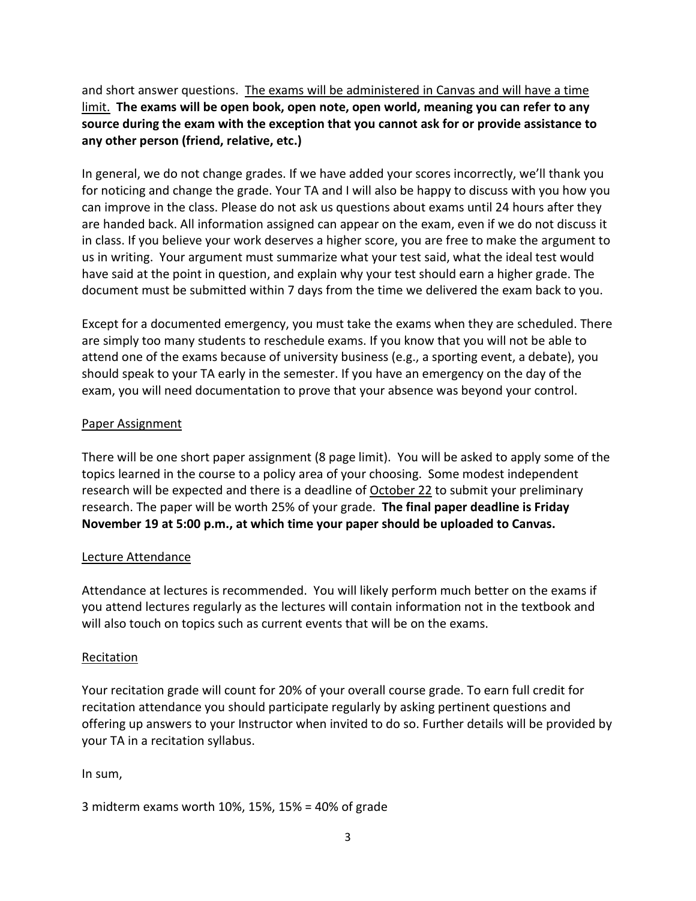and short answer questions. <u>The exams will be administered in Canvas and will have a time limit.</u> **The exams will be open book, open note, open world, meaning you can refer to any source during the exam with the exception that you cannot ask for or provide assistance to any other person (friend, relative, etc.)**

In general, we do not change grades. If we have added your scores incorrectly, we'll thank you for noticing and change the grade. Your TA and I will also be happy to discuss with you how you can improve in the class. Please do not ask us questions about exams until 24 hours after they are handed back. All information assigned can appear on the exam, even if we do not discuss it in class. If you believe your work deserves a higher score, you are free to make the argument to us in writing. Your argument must summarize what your test said, what the ideal test would have said at the point in question, and explain why your test should earn a higher grade. The document must be submitted within 7 days from the time we delivered the exam back to you.

Except for a documented emergency, you must take the exams when they are scheduled. There are simply too many students to reschedule exams. If you know that you will not be able to attend one of the exams because of university business (e.g., a sporting event, a debate), you should speak to your TA early in the semester. If you have an emergency on the day of the exam, you will need documentation to prove that your absence was beyond your control.

<u>Paper Assignment</u>

There will be one short paper assignment (8 page limit). You will be asked to apply some of the topics learned in the course to a policy area of your choosing. Some modest independent research will be expected and there is a deadline of <u>October 22</u> to submit your preliminary research. The paper will be worth 25% of your grade. **The final paper deadline is Friday November 19 at 5:00 p.m., at which time your paper should be uploaded to Canvas.**

<u>Lecture Attendance</u>

Attendance at lectures is recommended. You will likely perform much better on the exams if you attend lectures regularly as the lectures will contain information not in the textbook and will also touch on topics such as current events that will be on the exams.

<u>Recitation</u>

Your recitation grade will count for 20% of your overall course grade. To earn full credit for recitation attendance you should participate regularly by asking pertinent questions and offering up answers to your Instructor when invited to do so. Further details will be provided by your TA in a recitation syllabus.

In sum,

3 midterm exams worth 10%, 15%, 15% = 40% of grade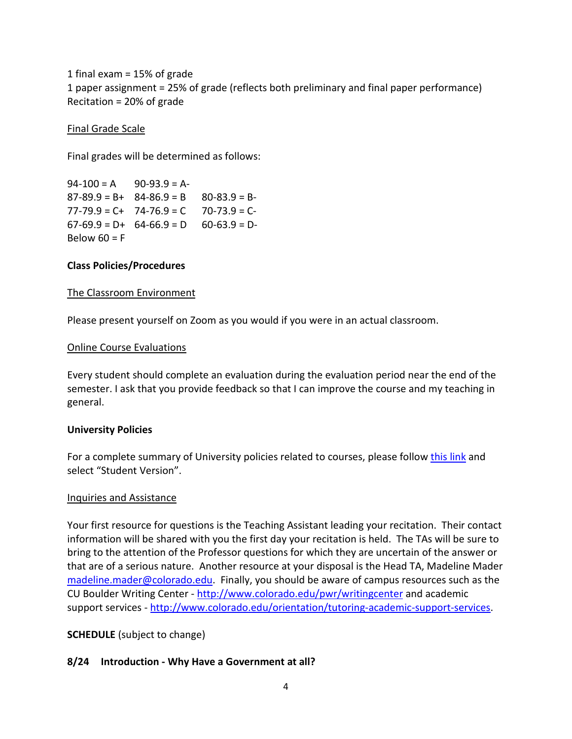1 final exam = 15% of grade
1 paper assignment = 25% of grade (reflects both preliminary and final paper performance)
Recitation = 20% of grade

Final Grade Scale

Final grades will be determined as follows:

94-100 = A    90-93.9 = A-
87-89.9 = B+    84-86.9 = B    80-83.9 = B-
77-79.9 = C+    74-76.9 = C    70-73.9 = C-
67-69.9 = D+    64-66.9 = D    60-63.9 = D-
Below 60 = F

**Class Policies/Procedures**

The Classroom Environment

Please present yourself on Zoom as you would if you were in an actual classroom.

Online Course Evaluations

Every student should complete an evaluation during the evaluation period near the end of the semester. I ask that you provide feedback so that I can improve the course and my teaching in general.

**University Policies**

For a complete summary of University policies related to courses, please follow this link and select "Student Version".

Inquiries and Assistance

Your first resource for questions is the Teaching Assistant leading your recitation. Their contact information will be shared with you the first day your recitation is held. The TAs will be sure to bring to the attention of the Professor questions for which they are uncertain of the answer or that are of a serious nature. Another resource at your disposal is the Head TA, Madeline Mader madeline.mader@colorado.edu. Finally, you should be aware of campus resources such as the CU Boulder Writing Center - http://www.colorado.edu/pwr/writingcenter and academic support services - http://www.colorado.edu/orientation/tutoring-academic-support-services.

**SCHEDULE** (subject to change)

**8/24 Introduction - Why Have a Government at all?**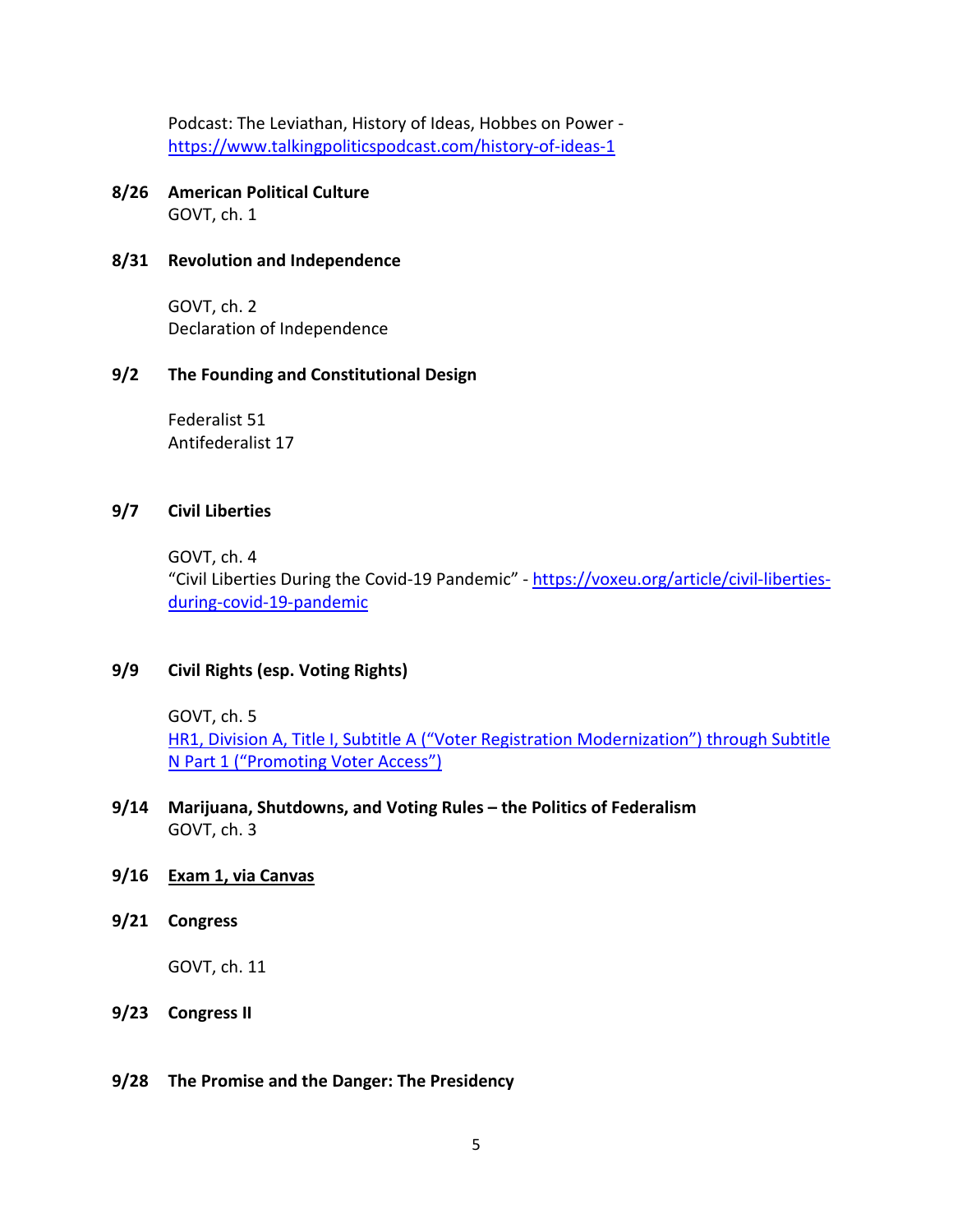Podcast: The Leviathan, History of Ideas, Hobbes on Power - https://www.talkingpoliticspodcast.com/history-of-ideas-1

**8/26 American Political Culture**
GOVT, ch. 1

**8/31 Revolution and Independence**

GOVT, ch. 2
Declaration of Independence

**9/2 The Founding and Constitutional Design**

Federalist 51
Antifederalist 17

**9/7 Civil Liberties**

GOVT, ch. 4
"Civil Liberties During the Covid-19 Pandemic" - https://voxeu.org/article/civil-liberties-during-covid-19-pandemic

**9/9 Civil Rights (esp. Voting Rights)**

GOVT, ch. 5
HR1, Division A, Title I, Subtitle A ("Voter Registration Modernization") through Subtitle N Part 1 ("Promoting Voter Access")

**9/14 Marijuana, Shutdowns, and Voting Rules – the Politics of Federalism**
GOVT, ch. 3

**9/16 <u>Exam 1, via Canvas</u>**

**9/21 Congress**

GOVT, ch. 11

**9/23 Congress II**

**9/28 The Promise and the Danger: The Presidency**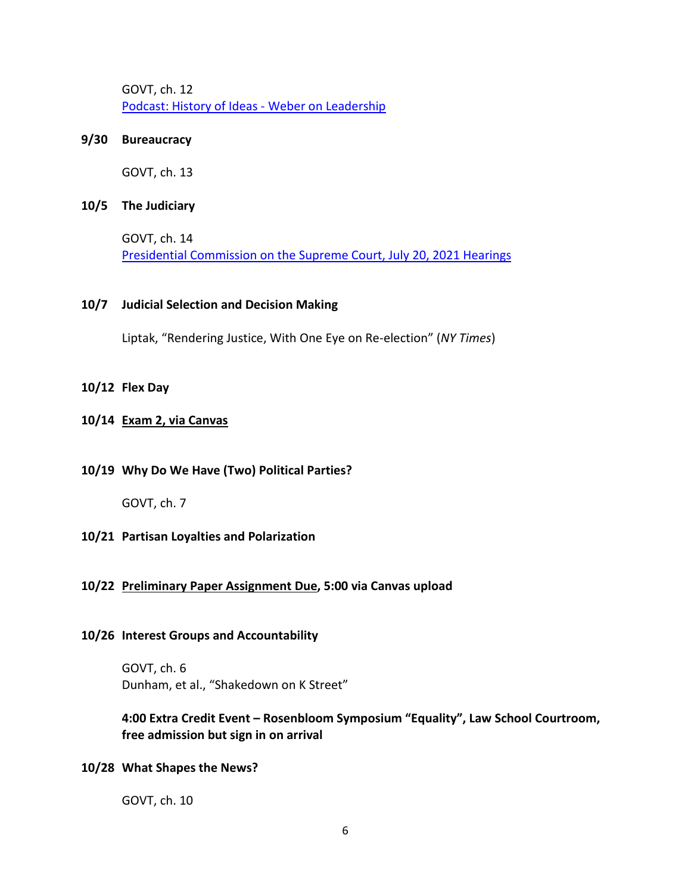GOVT, ch. 12
[Podcast: History of Ideas - Weber on Leadership]

**9/30 Bureaucracy**

GOVT, ch. 13

**10/5 The Judiciary**

GOVT, ch. 14
[Presidential Commission on the Supreme Court, July 20, 2021 Hearings]

**10/7 Judicial Selection and Decision Making**

Liptak, "Rendering Justice, With One Eye on Re-election" (*NY Times*)

**10/12 Flex Day**

**10/14 Exam 2, via Canvas**

**10/19 Why Do We Have (Two) Political Parties?**

GOVT, ch. 7

**10/21 Partisan Loyalties and Polarization**

**10/22 Preliminary Paper Assignment Due, 5:00 via Canvas upload**

**10/26 Interest Groups and Accountability**

GOVT, ch. 6
Dunham, et al., "Shakedown on K Street"

**4:00 Extra Credit Event – Rosenbloom Symposium "Equality", Law School Courtroom, free admission but sign in on arrival**

**10/28 What Shapes the News?**

GOVT, ch. 10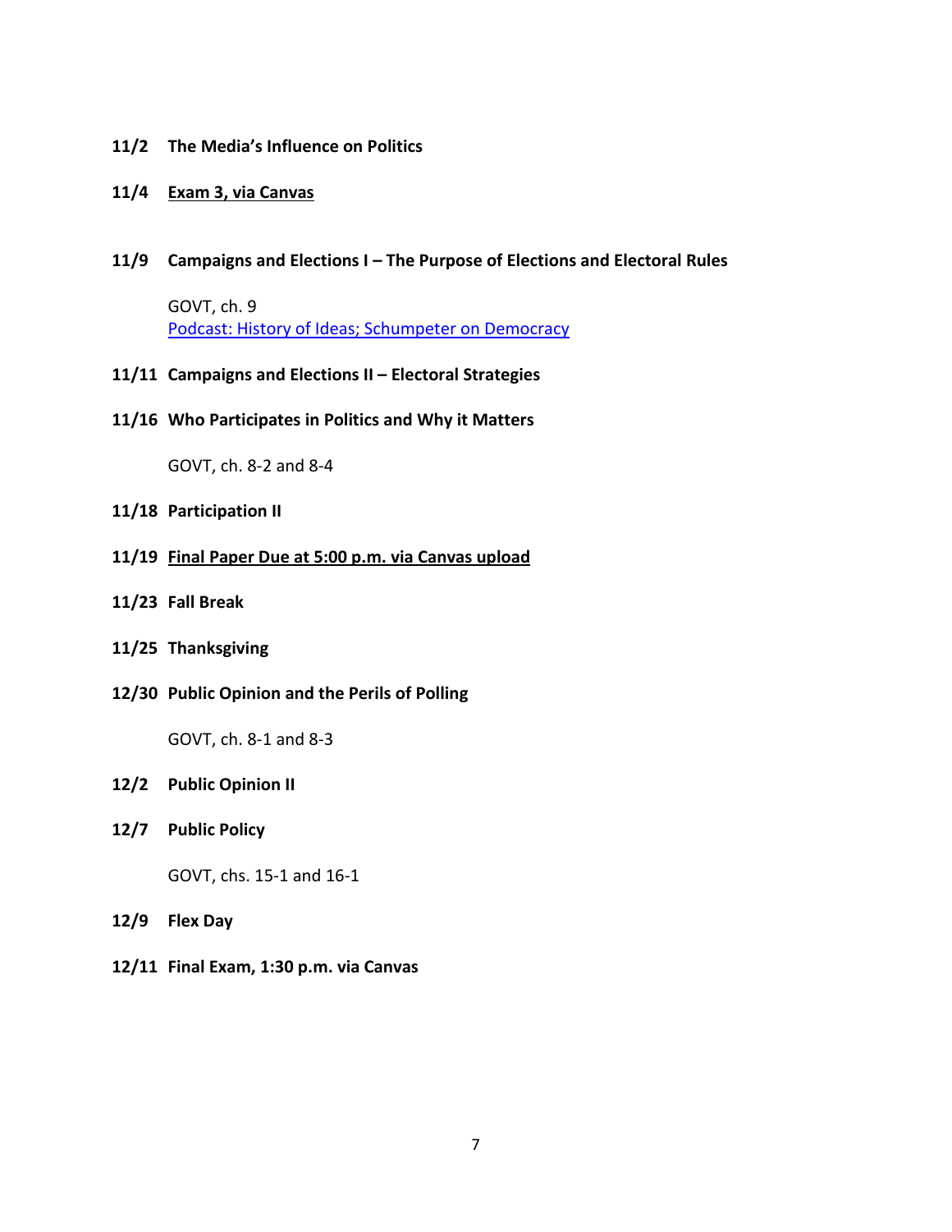**11/2 The Media's Influence on Politics**

**11/4 <u>Exam 3, via Canvas</u>**

**11/9 Campaigns and Elections I – The Purpose of Elections and Electoral Rules**

GOVT, ch. 9
Podcast: History of Ideas; Schumpeter on Democracy

**11/11 Campaigns and Elections II – Electoral Strategies**

**11/16 Who Participates in Politics and Why it Matters**

GOVT, ch. 8-2 and 8-4

**11/18 Participation II**

**11/19 <u>Final Paper Due at 5:00 p.m. via Canvas upload</u>**

**11/23 Fall Break**

**11/25 Thanksgiving**

**12/30 Public Opinion and the Perils of Polling**

GOVT, ch. 8-1 and 8-3

**12/2 Public Opinion II**

**12/7 Public Policy**

GOVT, chs. 15-1 and 16-1

**12/9 Flex Day**

**12/11 Final Exam, 1:30 p.m. via Canvas**